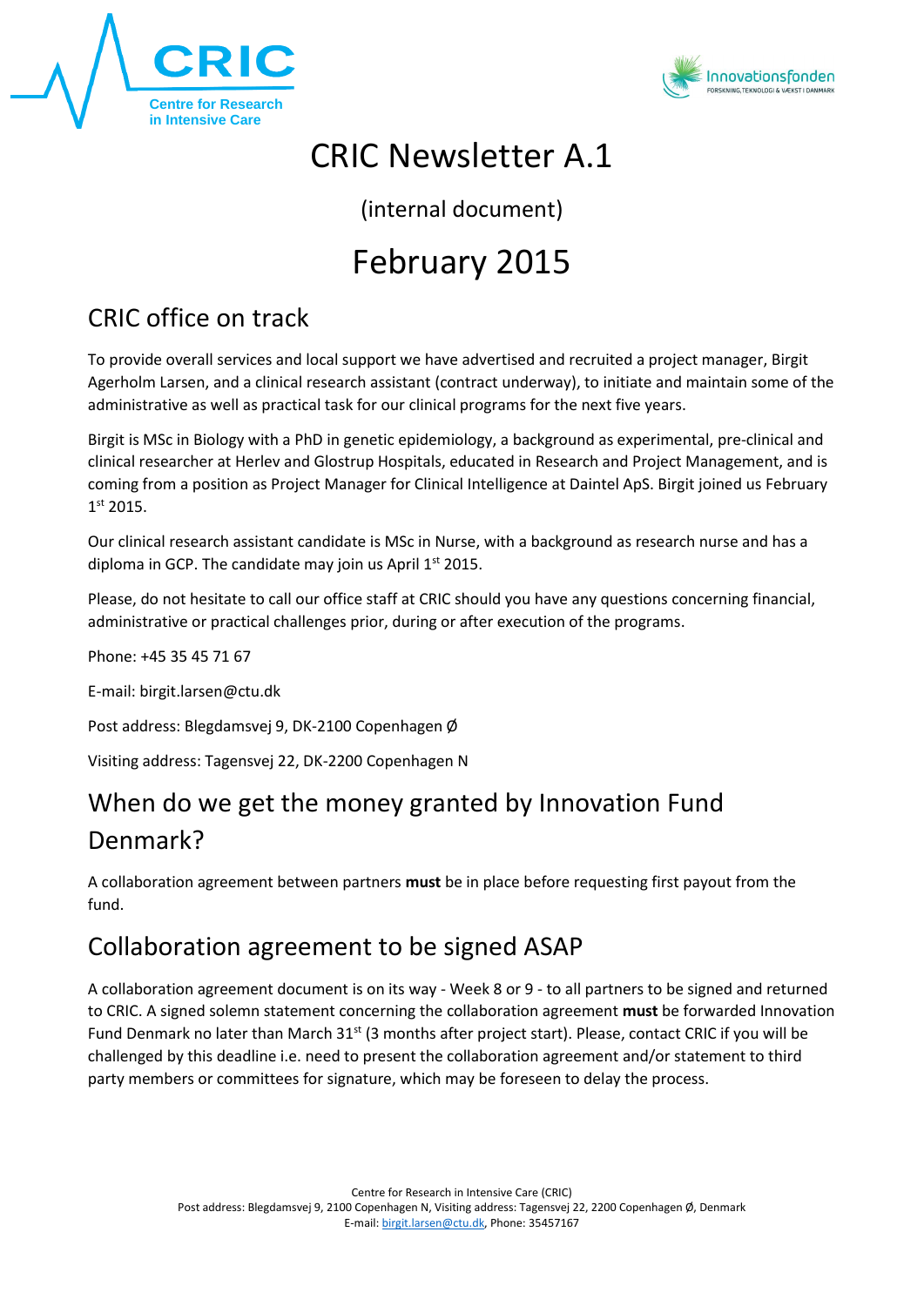# CRIC Newsletter A.1

(internal document)

# February 2015

## CRIC office on track

To provide overall services and local support we have advertised and recruited a project manager, Birgit Agerholm Larsen, and a clinical research assistant (contract underway), to initiate and maintain some of the administrative as well as practical task for our clinical programs for the next five years.

Birgit is MSc in Biology with a PhD in genetic epidemiology, a background as experimental, pre-clinical and clinical researcher at Herlev and Glostrup Hospitals, educated in Research and Project Management, and is coming from a position as Project Manager for Clinical Intelligence at Daintel ApS. Birgit joined us February 1st 2015.

Our clinical research assistant candidate is MSc in Nurse, with a background as research nurse and has a diploma in GCP. The candidate may join us April 1st 2015.

Please, do not hesitate to call our office staff at CRIC should you have any questions concerning financial, administrative or practical challenges prior, during or after execution of the programs.

Phone: +45 35 45 71 67

E-mail: birgit.larsen@ctu.dk

Post address: Blegdamsvej 9, DK-2100 Copenhagen Ø

Visiting address: Tagensvej 22, DK-2200 Copenhagen N

## When do we get the money granted by Innovation Fund Denmark?

A collaboration agreement between partners **must** be in place before requesting first payout from the fund.

## Collaboration agreement to be signed ASAP

A collaboration agreement document is on its way - Week 8 or 9 - to all partners to be signed and returned to CRIC. A signed solemn statement concerning the collaboration agreement **must** be forwarded Innovation Fund Denmark no later than March 31st (3 months after project start). Please, contact CRIC if you will be challenged by this deadline i.e. need to present the collaboration agreement and/or statement to third party members or committees for signature, which may be foreseen to delay the process.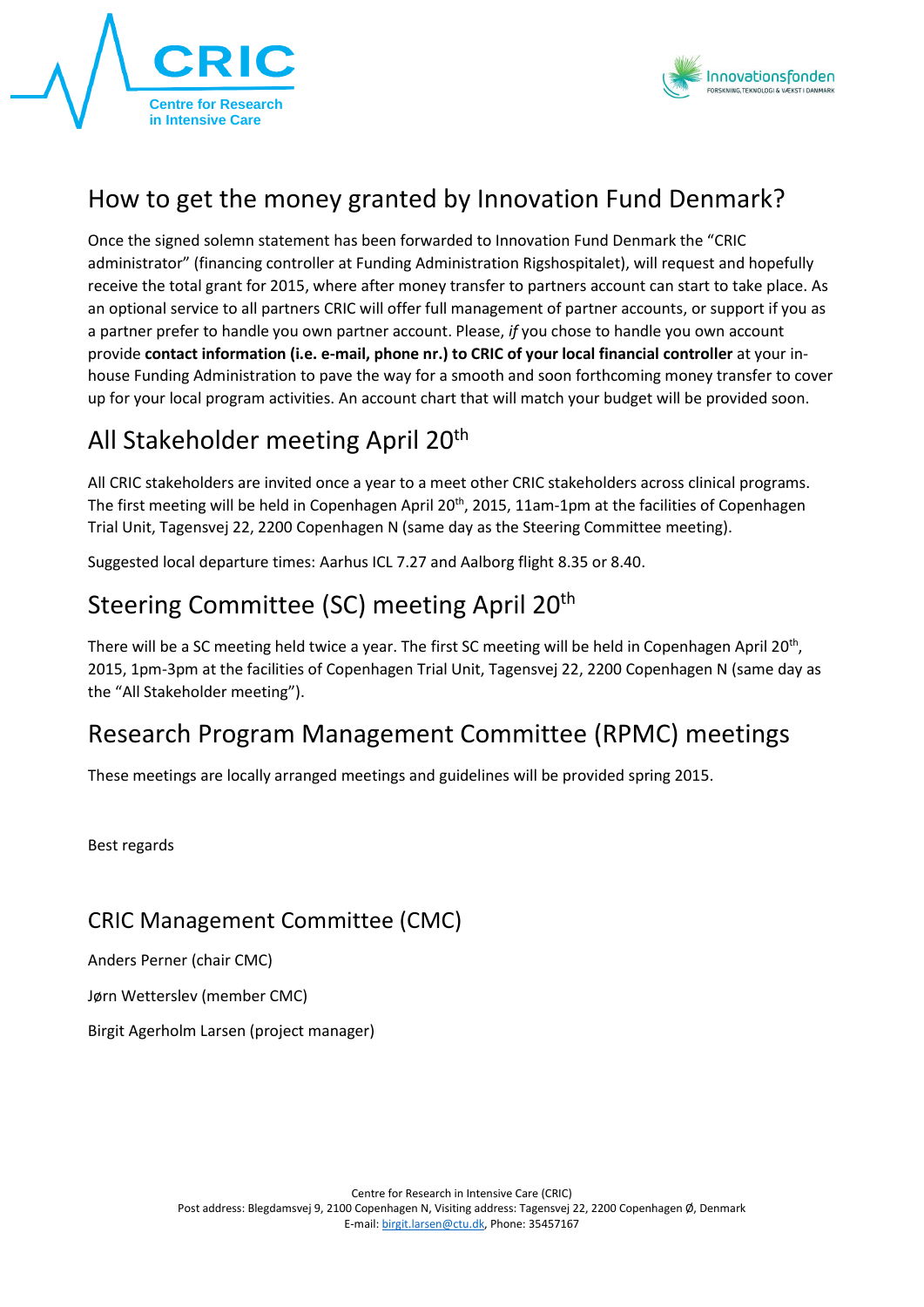## How to get the money granted by Innovation Fund Denmark?

Once the signed solemn statement has been forwarded to Innovation Fund Denmark the "CRIC administrator" (financing controller at Funding Administration Rigshospitalet), will request and hopefully receive the total grant for 2015, where after money transfer to partners account can start to take place. As an optional service to all partners CRIC will offer full management of partner accounts, or support if you as a partner prefer to handle you own partner account. Please, *if* you chose to handle you own account provide **contact information (i.e. e-mail, phone nr.) to CRIC of your local financial controller** at your in-house Funding Administration to pave the way for a smooth and soon forthcoming money transfer to cover up for your local program activities. An account chart that will match your budget will be provided soon.

## All Stakeholder meeting April 20th

All CRIC stakeholders are invited once a year to a meet other CRIC stakeholders across clinical programs. The first meeting will be held in Copenhagen April 20th, 2015, 11am-1pm at the facilities of Copenhagen Trial Unit, Tagensvej 22, 2200 Copenhagen N (same day as the Steering Committee meeting).

Suggested local departure times: Aarhus ICL 7.27 and Aalborg flight 8.35 or 8.40.

## Steering Committee (SC) meeting April 20th

There will be a SC meeting held twice a year. The first SC meeting will be held in Copenhagen April 20th, 2015, 1pm-3pm at the facilities of Copenhagen Trial Unit, Tagensvej 22, 2200 Copenhagen N (same day as the "All Stakeholder meeting").

## Research Program Management Committee (RPMC) meetings

These meetings are locally arranged meetings and guidelines will be provided spring 2015.

Best regards

## CRIC Management Committee (CMC)

Anders Perner (chair CMC)

Jørn Wetterslev (member CMC)

Birgit Agerholm Larsen (project manager)

Centre for Research in Intensive Care (CRIC)
Post address: Blegdamsvej 9, 2100 Copenhagen N, Visiting address: Tagensvej 22, 2200 Copenhagen Ø, Denmark
E-mail: birgit.larsen@ctu.dk, Phone: 35457167